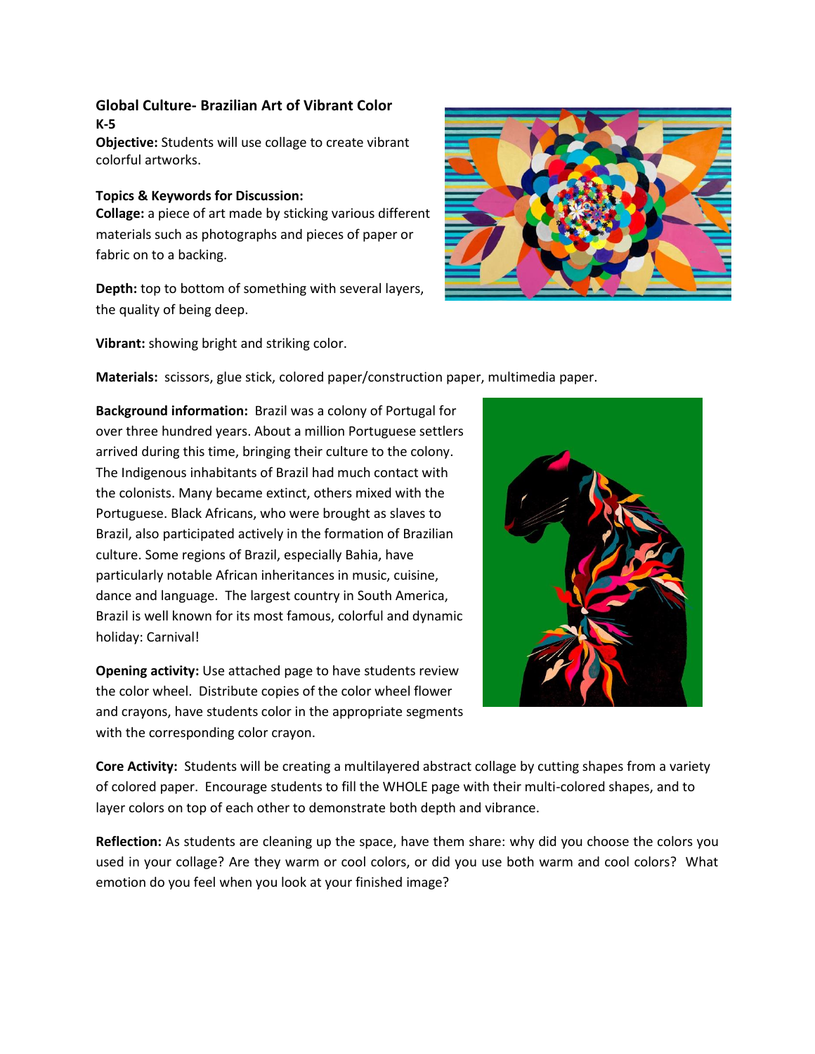**Global Culture- Brazilian Art of Vibrant Color**
**K-5**

**Objective:** Students will use collage to create vibrant colorful artworks.

**Topics & Keywords for Discussion:**

**Collage:** a piece of art made by sticking various different materials such as photographs and pieces of paper or fabric on to a backing.

**Depth:** top to bottom of something with several layers, the quality of being deep.

**Vibrant:** showing bright and striking color.

**Materials:** scissors, glue stick, colored paper/construction paper, multimedia paper.

**Background information:** Brazil was a colony of Portugal for over three hundred years. About a million Portuguese settlers arrived during this time, bringing their culture to the colony. The Indigenous inhabitants of Brazil had much contact with the colonists. Many became extinct, others mixed with the Portuguese. Black Africans, who were brought as slaves to Brazil, also participated actively in the formation of Brazilian culture. Some regions of Brazil, especially Bahia, have particularly notable African inheritances in music, cuisine, dance and language. The largest country in South America, Brazil is well known for its most famous, colorful and dynamic holiday: Carnival!

**Opening activity:** Use attached page to have students review the color wheel. Distribute copies of the color wheel flower and crayons, have students color in the appropriate segments with the corresponding color crayon.

**Core Activity:** Students will be creating a multilayered abstract collage by cutting shapes from a variety of colored paper. Encourage students to fill the WHOLE page with their multi-colored shapes, and to layer colors on top of each other to demonstrate both depth and vibrance.

**Reflection:** As students are cleaning up the space, have them share: why did you choose the colors you used in your collage? Are they warm or cool colors, or did you use both warm and cool colors? What emotion do you feel when you look at your finished image?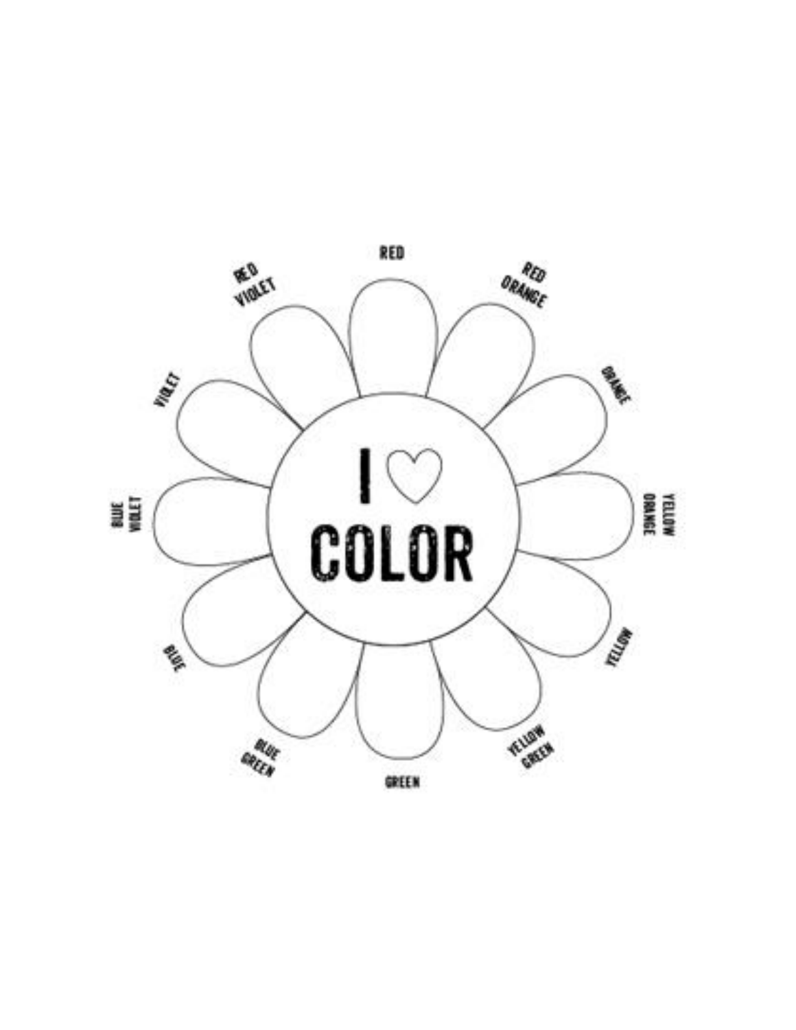RED

RED ORANGE

ORANGE

YELLOW ORANGE

YELLOW

YELLOW GREEN

GREEN

BLUE GREEN

BLUE

BLUE VIOLET

VIOLET

RED VIOLET

I ♡ COLOR